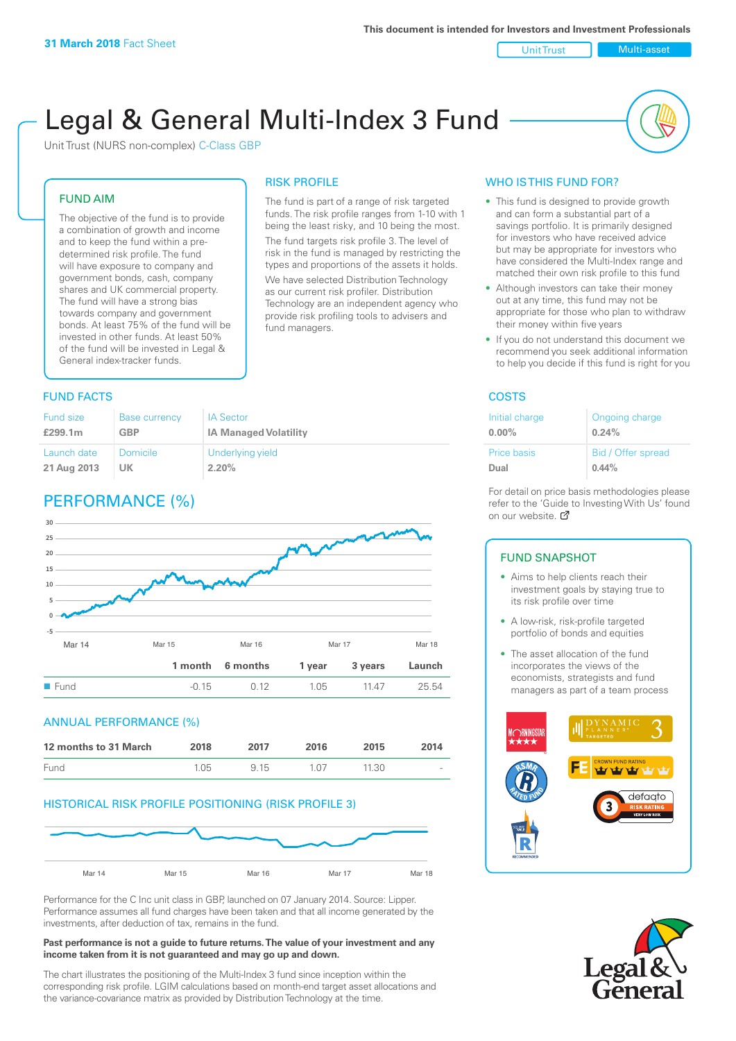31 March 2018 Fact Sheet

This document is intended for Investors and Investment Professionals

Unit Trust | Multi-asset

# Legal & General Multi-Index 3 Fund

Unit Trust (NURS non-complex) C-Class GBP

## FUND AIM

The objective of the fund is to provide a combination of growth and income and to keep the fund within a pre-determined risk profile. The fund will have exposure to company and government bonds, cash, company shares and UK commercial property. The fund will have a strong bias towards company and government bonds. At least 75% of the fund will be invested in other funds. At least 50% of the fund will be invested in Legal & General index-tracker funds.

## RISK PROFILE

The fund is part of a range of risk targeted funds. The risk profile ranges from 1-10 with 1 being the least risky, and 10 being the most.

The fund targets risk profile 3. The level of risk in the fund is managed by restricting the types and proportions of the assets it holds. We have selected Distribution Technology as our current risk profiler. Distribution Technology are an independent agency who provide risk profiling tools to advisers and fund managers.

## WHO IS THIS FUND FOR?

- This fund is designed to provide growth and can form a substantial part of a savings portfolio. It is primarily designed for investors who have received advice but may be appropriate for investors who have considered the Multi-Index range and matched their own risk profile to this fund
- Although investors can take their money out at any time, this fund may not be appropriate for those who plan to withdraw their money within five years
- If you do not understand this document we recommend you seek additional information to help you decide if this fund is right for you

## FUND FACTS

| Fund size | Base currency | IA Sector |
|---|---|---|
| £299.1m | GBP | IA Managed Volatility |
| **Launch date** | **Domicile** | **Underlying yield** |
| 21 Aug 2013 | UK | 2.20% |

## COSTS

| Initial charge | Ongoing charge |
|---|---|
| 0.00% | 0.24% |
| **Price basis** | **Bid / Offer spread** |
| Dual | 0.44% |

For detail on price basis methodologies please refer to the 'Guide to Investing With Us' found on our website.

## PERFORMANCE (%)

| | 1 month | 6 months | 1 year | 3 years | Launch |
|---|---|---|---|---|---|
| Fund | -0.15 | 0.12 | 1.05 | 11.47 | 25.54 |

## ANNUAL PERFORMANCE (%)

| 12 months to 31 March | 2018 | 2017 | 2016 | 2015 | 2014 |
|---|---|---|---|---|---|
| Fund | 1.05 | 9.15 | 1.07 | 11.30 | - |

## HISTORICAL RISK PROFILE POSITIONING (RISK PROFILE 3)

Performance for the C Inc unit class in GBP, launched on 07 January 2014. Source: Lipper. Performance assumes all fund charges have been taken and that all income generated by the investments, after deduction of tax, remains in the fund.

**Past performance is not a guide to future returns. The value of your investment and any income taken from it is not guaranteed and may go up and down.**

The chart illustrates the positioning of the Multi-Index 3 fund since inception within the corresponding risk profile. LGIM calculations based on month-end target asset allocations and the variance-covariance matrix as provided by Distribution Technology at the time.

## FUND SNAPSHOT

- Aims to help clients reach their investment goals by staying true to its risk profile over time
- A low-risk, risk-profile targeted portfolio of bonds and equities
- The asset allocation of the fund incorporates the views of the economists, strategists and fund managers as part of a team process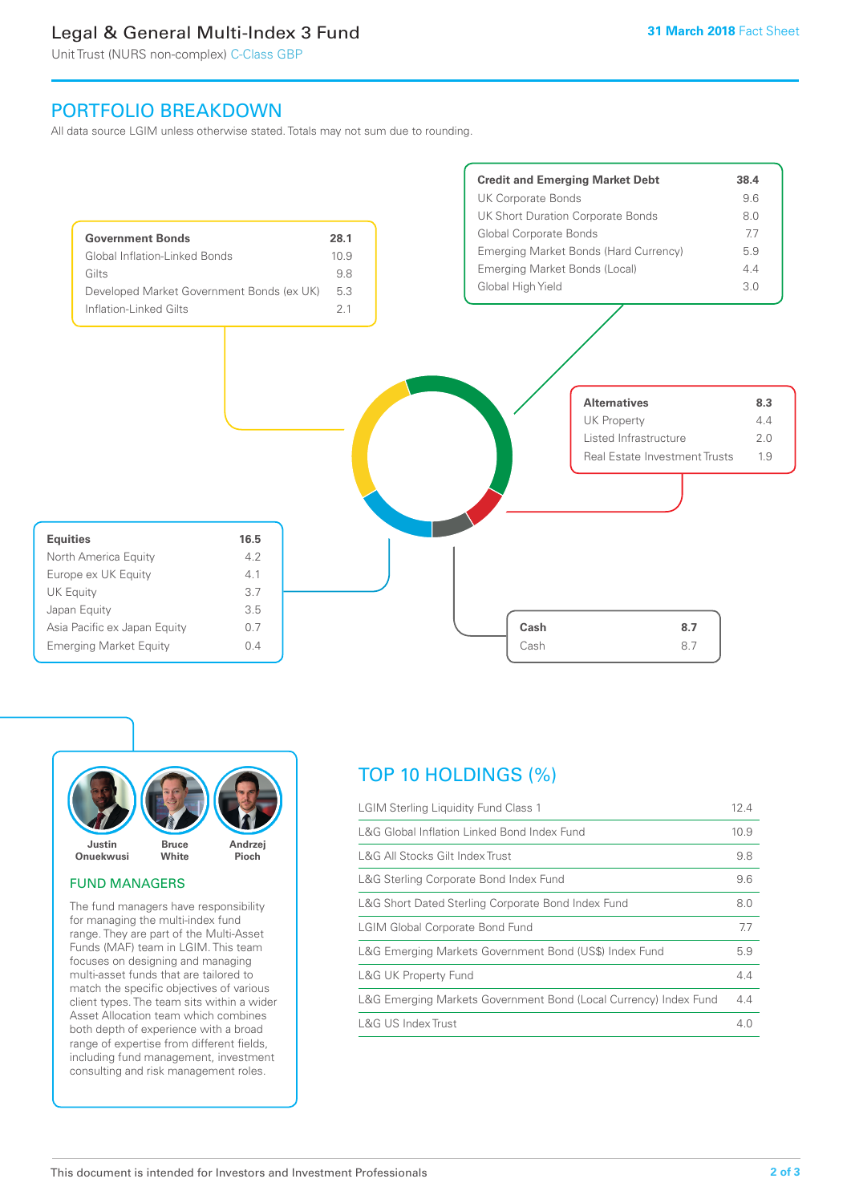## PORTFOLIO BREAKDOWN

All data source LGIM unless otherwise stated. Totals may not sum due to rounding.

| Government Bonds | 28.1 |
|---|---|
| Global Inflation-Linked Bonds | 10.9 |
| Gilts | 9.8 |
| Developed Market Government Bonds (ex UK) | 5.3 |
| Inflation-Linked Gilts | 2.1 |

| Credit and Emerging Market Debt | 38.4 |
|---|---|
| UK Corporate Bonds | 9.6 |
| UK Short Duration Corporate Bonds | 8.0 |
| Global Corporate Bonds | 7.7 |
| Emerging Market Bonds (Hard Currency) | 5.9 |
| Emerging Market Bonds (Local) | 4.4 |
| Global High Yield | 3.0 |

| Alternatives | 8.3 |
|---|---|
| UK Property | 4.4 |
| Listed Infrastructure | 2.0 |
| Real Estate Investment Trusts | 1.9 |

| Equities | 16.5 |
|---|---|
| North America Equity | 4.2 |
| Europe ex UK Equity | 4.1 |
| UK Equity | 3.7 |
| Japan Equity | 3.5 |
| Asia Pacific ex Japan Equity | 0.7 |
| Emerging Market Equity | 0.4 |

| Cash | 8.7 |
|---|---|
| Cash | 8.7 |

Justin Onuekwusi, Bruce White, Andrzej Pioch

### FUND MANAGERS

The fund managers have responsibility for managing the multi-index fund range. They are part of the Multi-Asset Funds (MAF) team in LGIM. This team focuses on designing and managing multi-asset funds that are tailored to match the specific objectives of various client types. The team sits within a wider Asset Allocation team which combines both depth of experience with a broad range of expertise from different fields, including fund management, investment consulting and risk management roles.

## TOP 10 HOLDINGS (%)

| Holding | % |
|---|---|
| LGIM Sterling Liquidity Fund Class 1 | 12.4 |
| L&G Global Inflation Linked Bond Index Fund | 10.9 |
| L&G All Stocks Gilt Index Trust | 9.8 |
| L&G Sterling Corporate Bond Index Fund | 9.6 |
| L&G Short Dated Sterling Corporate Bond Index Fund | 8.0 |
| LGIM Global Corporate Bond Fund | 7.7 |
| L&G Emerging Markets Government Bond (US$) Index Fund | 5.9 |
| L&G UK Property Fund | 4.4 |
| L&G Emerging Markets Government Bond (Local Currency) Index Fund | 4.4 |
| L&G US Index Trust | 4.0 |

This document is intended for Investors and Investment Professionals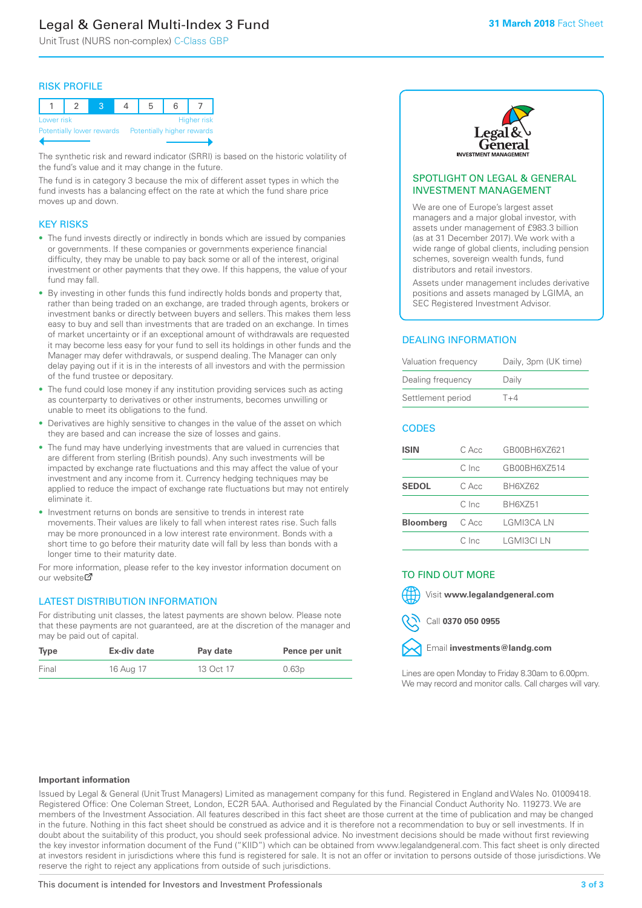# Legal & General Multi-Index 3 Fund

Unit Trust (NURS non-complex) C-Class GBP

31 March 2018 Fact Sheet

## RISK PROFILE

| 1 | 2 | 3 | 4 | 5 | 6 | 7 |
|---|---|---|---|---|---|---|

Lower risk — Higher risk

Potentially lower rewards — Potentially higher rewards

The synthetic risk and reward indicator (SRRI) is based on the historic volatility of the fund's value and it may change in the future.

The fund is in category 3 because the mix of different asset types in which the fund invests has a balancing effect on the rate at which the fund share price moves up and down.

## KEY RISKS

- The fund invests directly or indirectly in bonds which are issued by companies or governments. If these companies or governments experience financial difficulty, they may be unable to pay back some or all of the interest, original investment or other payments that they owe. If this happens, the value of your fund may fall.
- By investing in other funds this fund indirectly holds bonds and property that, rather than being traded on an exchange, are traded through agents, brokers or investment banks or directly between buyers and sellers. This makes them less easy to buy and sell than investments that are traded on an exchange. In times of market uncertainty or if an exceptional amount of withdrawals are requested it may become less easy for your fund to sell its holdings in other funds and the Manager may defer withdrawals, or suspend dealing. The Manager can only delay paying out if it is in the interests of all investors and with the permission of the fund trustee or depositary.
- The fund could lose money if any institution providing services such as acting as counterparty to derivatives or other instruments, becomes unwilling or unable to meet its obligations to the fund.
- Derivatives are highly sensitive to changes in the value of the asset on which they are based and can increase the size of losses and gains.
- The fund may have underlying investments that are valued in currencies that are different from sterling (British pounds). Any such investments will be impacted by exchange rate fluctuations and this may affect the value of your investment and any income from it. Currency hedging techniques may be applied to reduce the impact of exchange rate fluctuations but may not entirely eliminate it.
- Investment returns on bonds are sensitive to trends in interest rate movements. Their values are likely to fall when interest rates rise. Such falls may be more pronounced in a low interest rate environment. Bonds with a short time to go before their maturity date will fall by less than bonds with a longer time to their maturity date.

For more information, please refer to the key investor information document on our website

## LATEST DISTRIBUTION INFORMATION

For distributing unit classes, the latest payments are shown below. Please note that these payments are not guaranteed, are at the discretion of the manager and may be paid out of capital.

| Type | Ex-div date | Pay date | Pence per unit |
|---|---|---|---|
| Final | 16 Aug 17 | 13 Oct 17 | 0.63p |

## SPOTLIGHT ON LEGAL & GENERAL INVESTMENT MANAGEMENT

We are one of Europe's largest asset managers and a major global investor, with assets under management of £983.3 billion (as at 31 December 2017). We work with a wide range of global clients, including pension schemes, sovereign wealth funds, fund distributors and retail investors.

Assets under management includes derivative positions and assets managed by LGIMA, an SEC Registered Investment Advisor.

## DEALING INFORMATION

| | |
|---|---|
| Valuation frequency | Daily, 3pm (UK time) |
| Dealing frequency | Daily |
| Settlement period | T+4 |

## CODES

| | | |
|---|---|---|
| **ISIN** | C Acc | GB00BH6XZ621 |
| | C Inc | GB00BH6XZ514 |
| **SEDOL** | C Acc | BH6XZ62 |
| | C Inc | BH6XZ51 |
| **Bloomberg** | C Acc | LGMI3CA LN |
| | C Inc | LGMI3CI LN |

## TO FIND OUT MORE

Visit **www.legalandgeneral.com**

Call **0370 050 0955**

Email **investments@landg.com**

Lines are open Monday to Friday 8.30am to 6.00pm. We may record and monitor calls. Call charges will vary.

**Important information**

Issued by Legal & General (Unit Trust Managers) Limited as management company for this fund. Registered in England and Wales No. 01009418. Registered Office: One Coleman Street, London, EC2R 5AA. Authorised and Regulated by the Financial Conduct Authority No. 119273. We are members of the Investment Association. All features described in this fact sheet are those current at the time of publication and may be changed in the future. Nothing in this fact sheet should be construed as advice and it is therefore not a recommendation to buy or sell investments. If in doubt about the suitability of this product, you should seek professional advice. No investment decisions should be made without first reviewing the key investor information document of the Fund ("KIID") which can be obtained from www.legalandgeneral.com. This fact sheet is only directed at investors resident in jurisdictions where this fund is registered for sale. It is not an offer or invitation to persons outside of those jurisdictions. We reserve the right to reject any applications from outside of such jurisdictions.

This document is intended for Investors and Investment Professionals